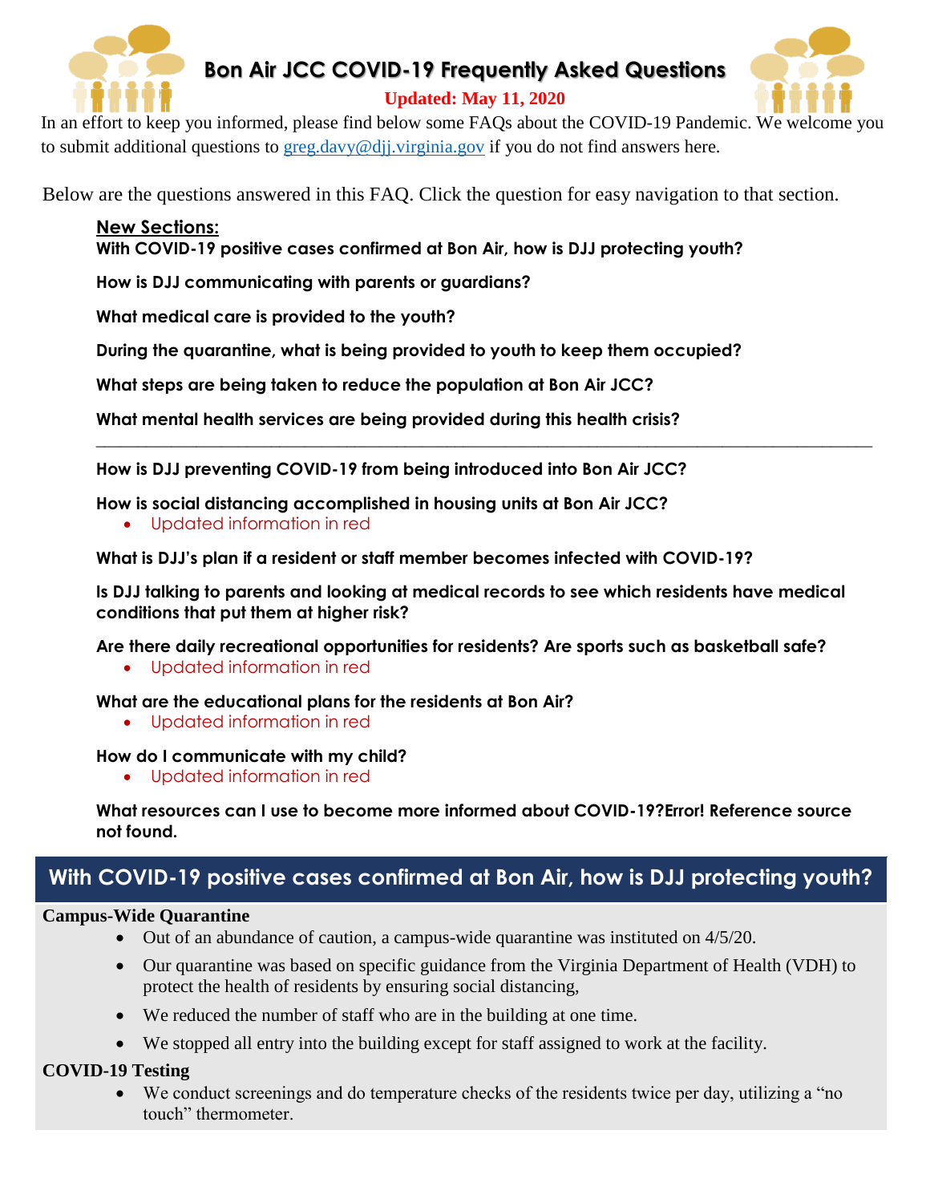# Bon Air JCC COVID-19 Frequently Asked Questions

**Updated: May 11, 2020**

In an effort to keep you informed, please find below some FAQs about the COVID-19 Pandemic. We welcome you to submit additional questions to greg.davy@djj.virginia.gov if you do not find answers here.

Below are the questions answered in this FAQ. Click the question for easy navigation to that section.

**New Sections:**

**With COVID-19 positive cases confirmed at Bon Air, how is DJJ protecting youth?**

**How is DJJ communicating with parents or guardians?**

**What medical care is provided to the youth?**

**During the quarantine, what is being provided to youth to keep them occupied?**

**What steps are being taken to reduce the population at Bon Air JCC?**

**What mental health services are being provided during this health crisis?**

---

**How is DJJ preventing COVID-19 from being introduced into Bon Air JCC?**

**How is social distancing accomplished in housing units at Bon Air JCC?**

- Updated information in red

**What is DJJ's plan if a resident or staff member becomes infected with COVID-19?**

**Is DJJ talking to parents and looking at medical records to see which residents have medical conditions that put them at higher risk?**

**Are there daily recreational opportunities for residents? Are sports such as basketball safe?**

- Updated information in red

**What are the educational plans for the residents at Bon Air?**

- Updated information in red

**How do I communicate with my child?**

- Updated information in red

**What resources can I use to become more informed about COVID-19?Error! Reference source not found.**

## With COVID-19 positive cases confirmed at Bon Air, how is DJJ protecting youth?

**Campus-Wide Quarantine**

- Out of an abundance of caution, a campus-wide quarantine was instituted on 4/5/20.
- Our quarantine was based on specific guidance from the Virginia Department of Health (VDH) to protect the health of residents by ensuring social distancing,
- We reduced the number of staff who are in the building at one time.
- We stopped all entry into the building except for staff assigned to work at the facility.

**COVID-19 Testing**

- We conduct screenings and do temperature checks of the residents twice per day, utilizing a "no touch" thermometer.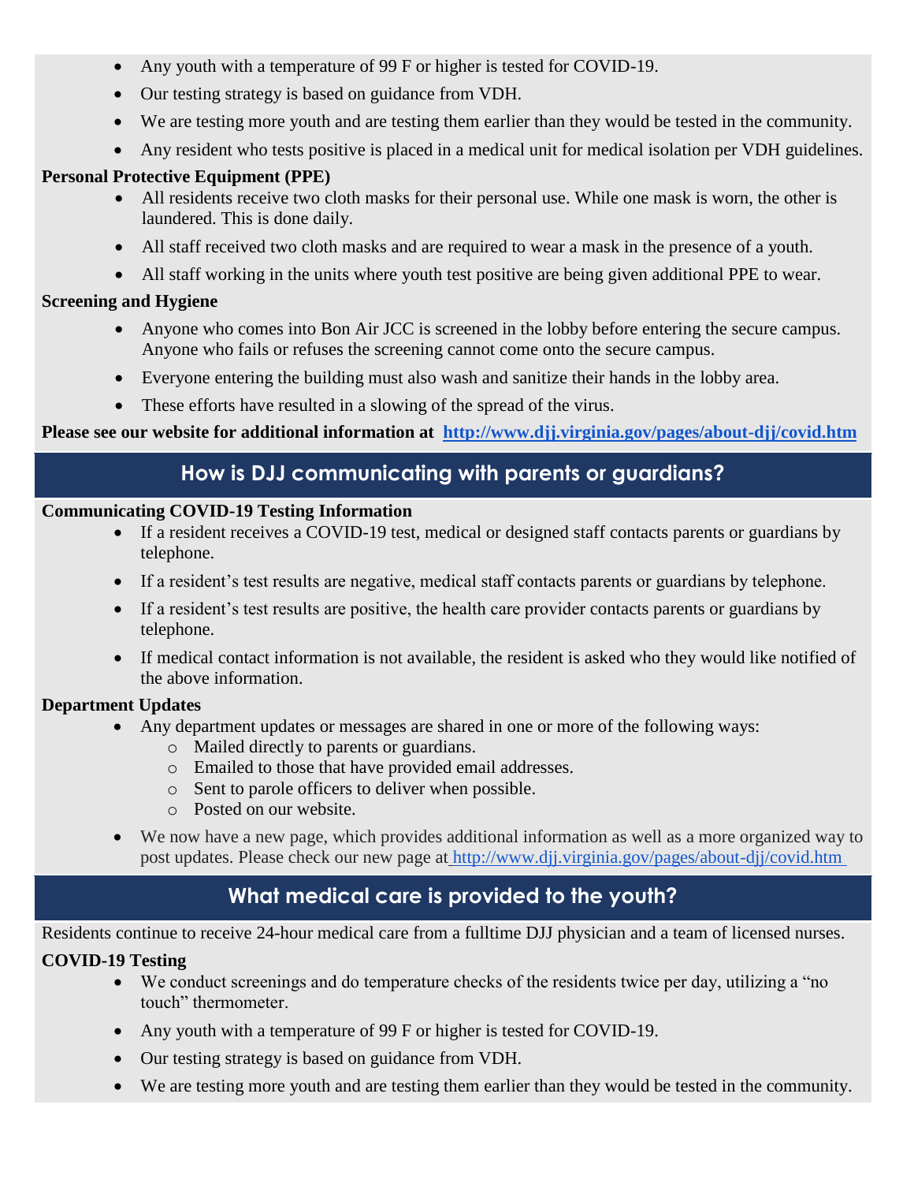- Any youth with a temperature of 99 F or higher is tested for COVID-19.
- Our testing strategy is based on guidance from VDH.
- We are testing more youth and are testing them earlier than they would be tested in the community.
- Any resident who tests positive is placed in a medical unit for medical isolation per VDH guidelines.

**Personal Protective Equipment (PPE)**

- All residents receive two cloth masks for their personal use. While one mask is worn, the other is laundered. This is done daily.
- All staff received two cloth masks and are required to wear a mask in the presence of a youth.
- All staff working in the units where youth test positive are being given additional PPE to wear.

**Screening and Hygiene**

- Anyone who comes into Bon Air JCC is screened in the lobby before entering the secure campus. Anyone who fails or refuses the screening cannot come onto the secure campus.
- Everyone entering the building must also wash and sanitize their hands in the lobby area.
- These efforts have resulted in a slowing of the spread of the virus.

**Please see our website for additional information at [http://www.djj.virginia.gov/pages/about-djj/covid.htm](http://www.djj.virginia.gov/pages/about-djj/covid.htm)**

## How is DJJ communicating with parents or guardians?

**Communicating COVID-19 Testing Information**

- If a resident receives a COVID-19 test, medical or designed staff contacts parents or guardians by telephone.
- If a resident's test results are negative, medical staff contacts parents or guardians by telephone.
- If a resident's test results are positive, the health care provider contacts parents or guardians by telephone.
- If medical contact information is not available, the resident is asked who they would like notified of the above information.

**Department Updates**

- Any department updates or messages are shared in one or more of the following ways:
  - Mailed directly to parents or guardians.
  - Emailed to those that have provided email addresses.
  - Sent to parole officers to deliver when possible.
  - Posted on our website.
- We now have a new page, which provides additional information as well as a more organized way to post updates. Please check our new page at [http://www.djj.virginia.gov/pages/about-djj/covid.htm](http://www.djj.virginia.gov/pages/about-djj/covid.htm)

## What medical care is provided to the youth?

Residents continue to receive 24-hour medical care from a fulltime DJJ physician and a team of licensed nurses.

**COVID-19 Testing**

- We conduct screenings and do temperature checks of the residents twice per day, utilizing a "no touch" thermometer.
- Any youth with a temperature of 99 F or higher is tested for COVID-19.
- Our testing strategy is based on guidance from VDH.
- We are testing more youth and are testing them earlier than they would be tested in the community.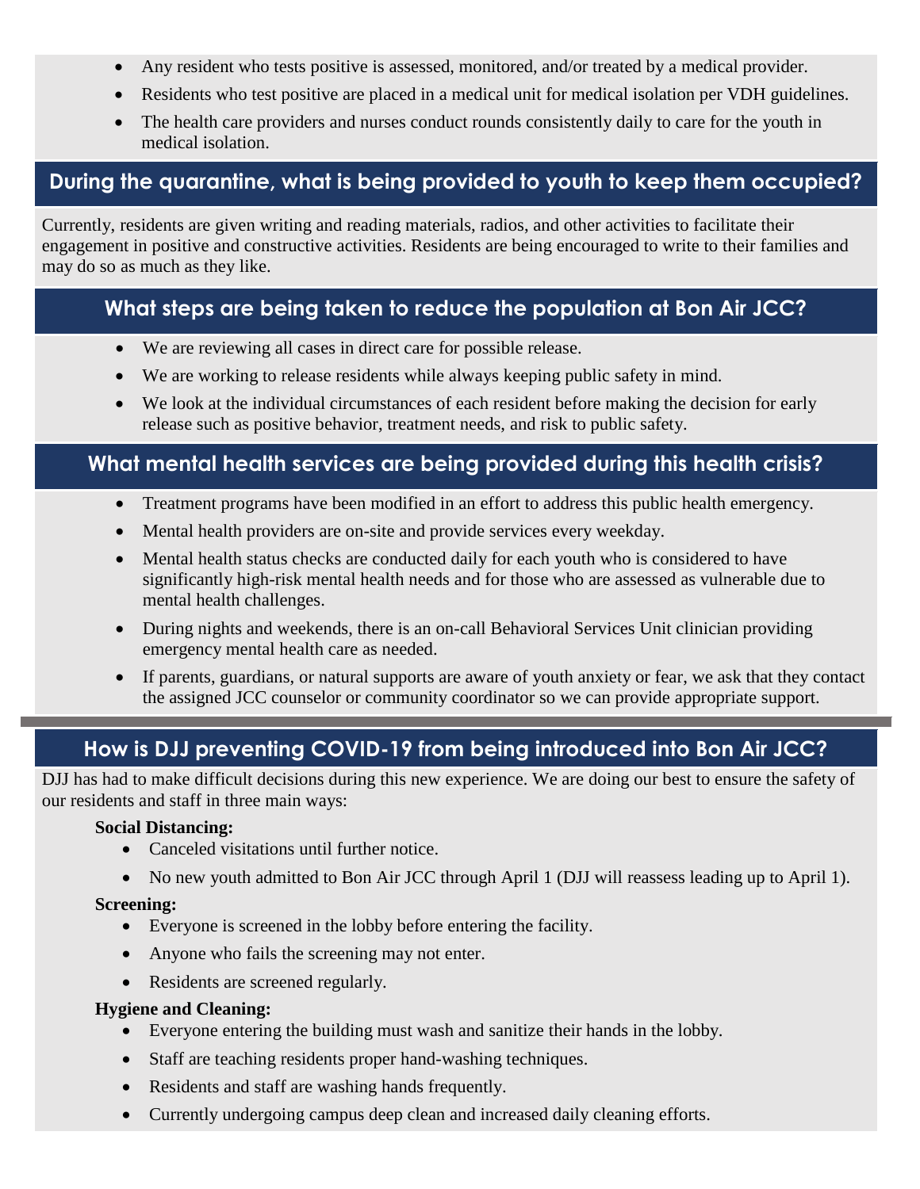- Any resident who tests positive is assessed, monitored, and/or treated by a medical provider.
- Residents who test positive are placed in a medical unit for medical isolation per VDH guidelines.
- The health care providers and nurses conduct rounds consistently daily to care for the youth in medical isolation.

## During the quarantine, what is being provided to youth to keep them occupied?

Currently, residents are given writing and reading materials, radios, and other activities to facilitate their engagement in positive and constructive activities. Residents are being encouraged to write to their families and may do so as much as they like.

## What steps are being taken to reduce the population at Bon Air JCC?

- We are reviewing all cases in direct care for possible release.
- We are working to release residents while always keeping public safety in mind.
- We look at the individual circumstances of each resident before making the decision for early release such as positive behavior, treatment needs, and risk to public safety.

## What mental health services are being provided during this health crisis?

- Treatment programs have been modified in an effort to address this public health emergency.
- Mental health providers are on-site and provide services every weekday.
- Mental health status checks are conducted daily for each youth who is considered to have significantly high-risk mental health needs and for those who are assessed as vulnerable due to mental health challenges.
- During nights and weekends, there is an on-call Behavioral Services Unit clinician providing emergency mental health care as needed.
- If parents, guardians, or natural supports are aware of youth anxiety or fear, we ask that they contact the assigned JCC counselor or community coordinator so we can provide appropriate support.

## How is DJJ preventing COVID-19 from being introduced into Bon Air JCC?

DJJ has had to make difficult decisions during this new experience. We are doing our best to ensure the safety of our residents and staff in three main ways:

**Social Distancing:**

- Canceled visitations until further notice.
- No new youth admitted to Bon Air JCC through April 1 (DJJ will reassess leading up to April 1).

**Screening:**

- Everyone is screened in the lobby before entering the facility.
- Anyone who fails the screening may not enter.
- Residents are screened regularly.

**Hygiene and Cleaning:**

- Everyone entering the building must wash and sanitize their hands in the lobby.
- Staff are teaching residents proper hand-washing techniques.
- Residents and staff are washing hands frequently.
- Currently undergoing campus deep clean and increased daily cleaning efforts.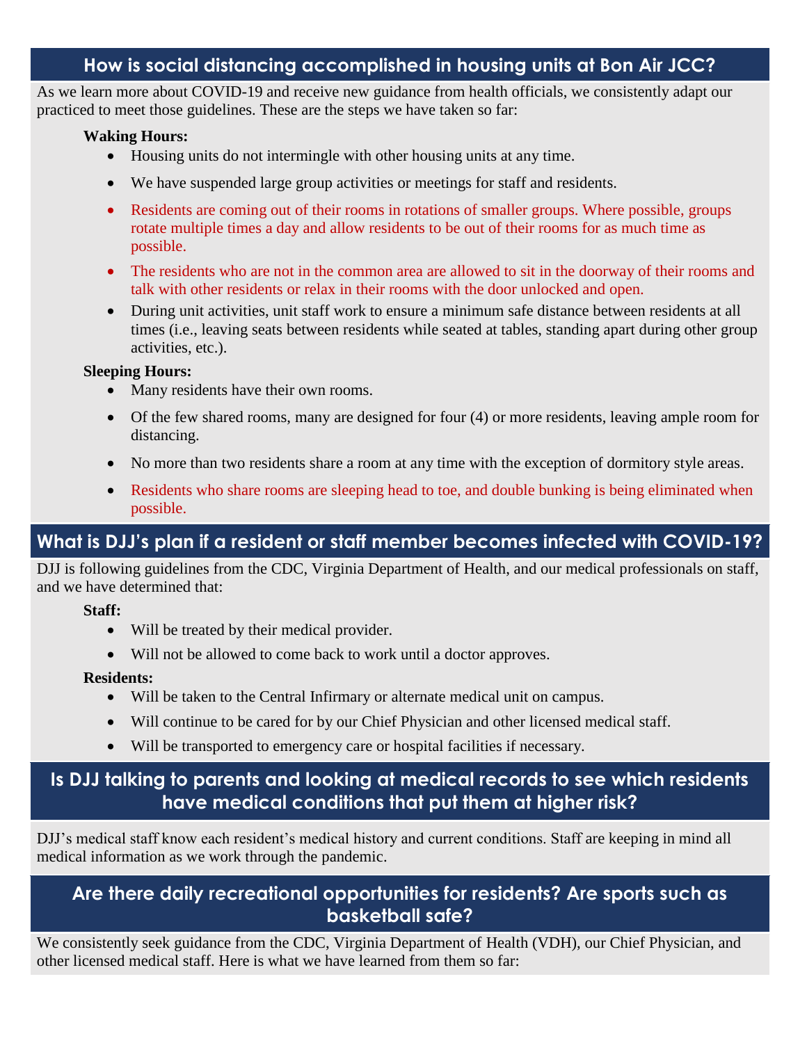## How is social distancing accomplished in housing units at Bon Air JCC?

As we learn more about COVID-19 and receive new guidance from health officials, we consistently adapt our practiced to meet those guidelines. These are the steps we have taken so far:

**Waking Hours:**

- Housing units do not intermingle with other housing units at any time.
- We have suspended large group activities or meetings for staff and residents.
- Residents are coming out of their rooms in rotations of smaller groups. Where possible, groups rotate multiple times a day and allow residents to be out of their rooms for as much time as possible.
- The residents who are not in the common area are allowed to sit in the doorway of their rooms and talk with other residents or relax in their rooms with the door unlocked and open.
- During unit activities, unit staff work to ensure a minimum safe distance between residents at all times (i.e., leaving seats between residents while seated at tables, standing apart during other group activities, etc.).

**Sleeping Hours:**

- Many residents have their own rooms.
- Of the few shared rooms, many are designed for four (4) or more residents, leaving ample room for distancing.
- No more than two residents share a room at any time with the exception of dormitory style areas.
- Residents who share rooms are sleeping head to toe, and double bunking is being eliminated when possible.

## What is DJJ's plan if a resident or staff member becomes infected with COVID-19?

DJJ is following guidelines from the CDC, Virginia Department of Health, and our medical professionals on staff, and we have determined that:

**Staff:**

- Will be treated by their medical provider.
- Will not be allowed to come back to work until a doctor approves.

**Residents:**

- Will be taken to the Central Infirmary or alternate medical unit on campus.
- Will continue to be cared for by our Chief Physician and other licensed medical staff.
- Will be transported to emergency care or hospital facilities if necessary.

## Is DJJ talking to parents and looking at medical records to see which residents have medical conditions that put them at higher risk?

DJJ's medical staff know each resident's medical history and current conditions. Staff are keeping in mind all medical information as we work through the pandemic.

## Are there daily recreational opportunities for residents? Are sports such as basketball safe?

We consistently seek guidance from the CDC, Virginia Department of Health (VDH), our Chief Physician, and other licensed medical staff. Here is what we have learned from them so far: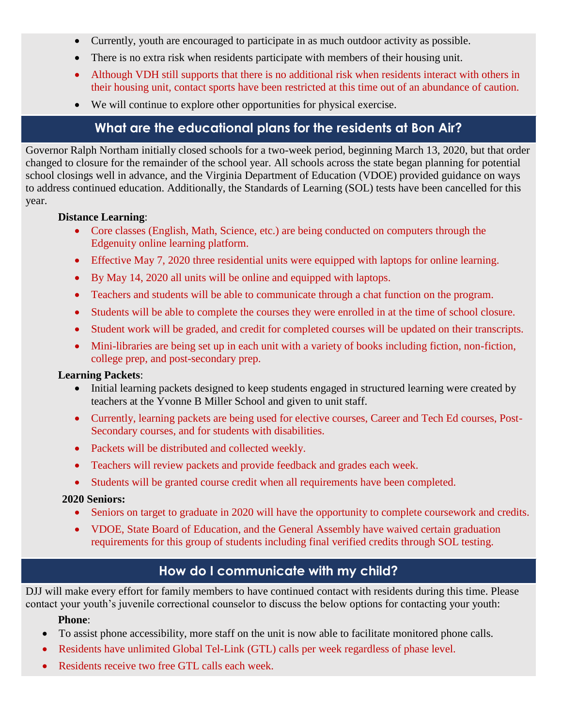- Currently, youth are encouraged to participate in as much outdoor activity as possible.
- There is no extra risk when residents participate with members of their housing unit.
- Although VDH still supports that there is no additional risk when residents interact with others in their housing unit, contact sports have been restricted at this time out of an abundance of caution.
- We will continue to explore other opportunities for physical exercise.

## What are the educational plans for the residents at Bon Air?

Governor Ralph Northam initially closed schools for a two-week period, beginning March 13, 2020, but that order changed to closure for the remainder of the school year. All schools across the state began planning for potential school closings well in advance, and the Virginia Department of Education (VDOE) provided guidance on ways to address continued education. Additionally, the Standards of Learning (SOL) tests have been cancelled for this year.

**Distance Learning**:

- Core classes (English, Math, Science, etc.) are being conducted on computers through the Edgenuity online learning platform.
- Effective May 7, 2020 three residential units were equipped with laptops for online learning.
- By May 14, 2020 all units will be online and equipped with laptops.
- Teachers and students will be able to communicate through a chat function on the program.
- Students will be able to complete the courses they were enrolled in at the time of school closure.
- Student work will be graded, and credit for completed courses will be updated on their transcripts.
- Mini-libraries are being set up in each unit with a variety of books including fiction, non-fiction, college prep, and post-secondary prep.

**Learning Packets**:

- Initial learning packets designed to keep students engaged in structured learning were created by teachers at the Yvonne B Miller School and given to unit staff.
- Currently, learning packets are being used for elective courses, Career and Tech Ed courses, Post-Secondary courses, and for students with disabilities.
- Packets will be distributed and collected weekly.
- Teachers will review packets and provide feedback and grades each week.
- Students will be granted course credit when all requirements have been completed.

**2020 Seniors:**

- Seniors on target to graduate in 2020 will have the opportunity to complete coursework and credits.
- VDOE, State Board of Education, and the General Assembly have waived certain graduation requirements for this group of students including final verified credits through SOL testing.

## How do I communicate with my child?

DJJ will make every effort for family members to have continued contact with residents during this time. Please contact your youth's juvenile correctional counselor to discuss the below options for contacting your youth:

**Phone**:

- To assist phone accessibility, more staff on the unit is now able to facilitate monitored phone calls.
- Residents have unlimited Global Tel-Link (GTL) calls per week regardless of phase level.
- Residents receive two free GTL calls each week.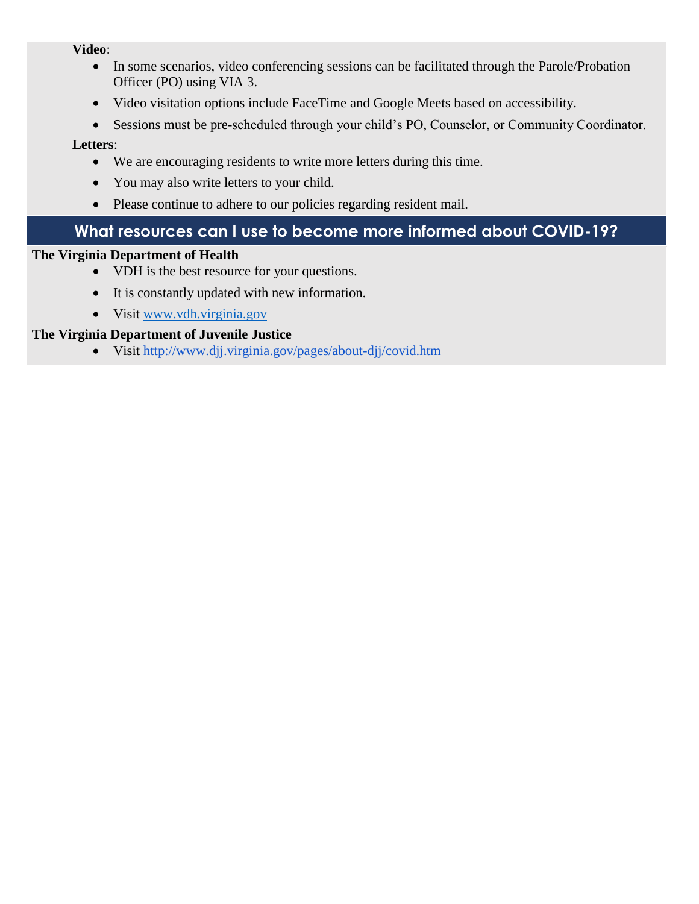**Video**:

- In some scenarios, video conferencing sessions can be facilitated through the Parole/Probation Officer (PO) using VIA 3.
- Video visitation options include FaceTime and Google Meets based on accessibility.
- Sessions must be pre-scheduled through your child's PO, Counselor, or Community Coordinator.

**Letters**:

- We are encouraging residents to write more letters during this time.
- You may also write letters to your child.
- Please continue to adhere to our policies regarding resident mail.

## What resources can I use to become more informed about COVID-19?

**The Virginia Department of Health**

- VDH is the best resource for your questions.
- It is constantly updated with new information.
- Visit www.vdh.virginia.gov

**The Virginia Department of Juvenile Justice**

- Visit http://www.djj.virginia.gov/pages/about-djj/covid.htm